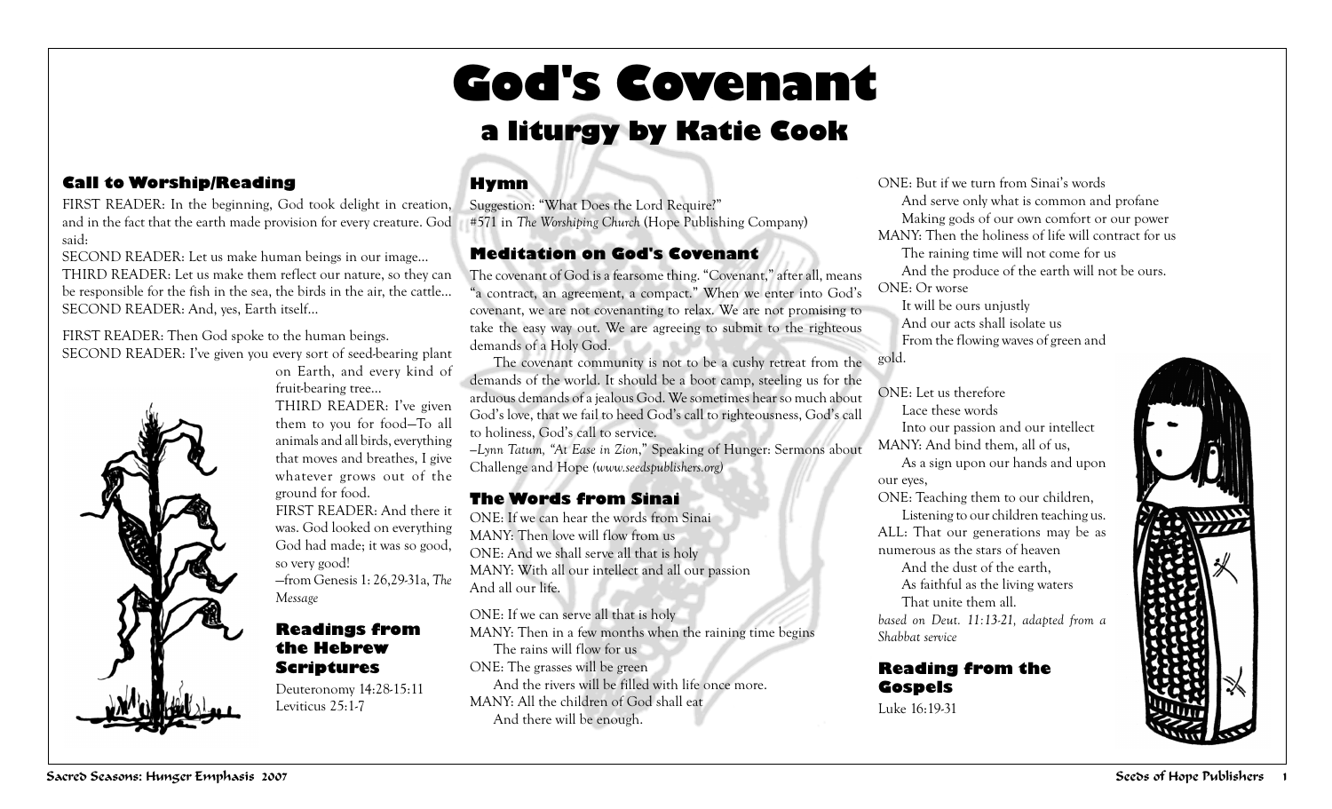# God's Covenant

## a liturgy by Katie Cook

### Call to Worship/Reading

FIRST READER: In the beginning, God took delight in creation, and in the fact that the earth made provision for every creature. God said:

SECOND READER: Let us make human beings in our image…

THIRD READER: Let us make them reflect our nature, so they can be responsible for the fish in the sea, the birds in the air, the cattle…

SECOND READER: And, yes, Earth itself…

FIRST READER: Then God spoke to the human beings.

SECOND READER: I've given you every sort of seed-bearing plant on Earth, and every kind of fruit-bearing tree…

THIRD READER: I've given them to you for food—To all animals and all birds, everything that moves and breathes, I give whatever grows out of the ground for food.

FIRST READER: And there it was. God looked on everything God had made; it was so good, so very good!

—from Genesis 1: 26,29-31a, *The Message*

### Readings from the Hebrew Scriptures

Deuteronomy 14:28-15:11
Leviticus 25:1-7

### Hymn

Suggestion: "What Does the Lord Require?"
#571 in *The Worshiping Church* (Hope Publishing Company)

### Meditation on God's Covenant

The covenant of God is a fearsome thing. "Covenant," after all, means "a contract, an agreement, a compact." When we enter into God's covenant, we are not covenanting to relax. We are not promising to take the easy way out. We are agreeing to submit to the righteous demands of a Holy God.

The covenant community is not to be a cushy retreat from the demands of the world. It should be a boot camp, steeling us for the arduous demands of a jealous God. We sometimes hear so much about God's love, that we fail to heed God's call to righteousness, God's call to holiness, God's call to service.

*–Lynn Tatum, "At Ease in Zion,"* Speaking of Hunger: Sermons about Challenge and Hope *(www.seedspublishers.org)*

### The Words from Sinai

ONE: If we can hear the words from Sinai
MANY: Then love will flow from us
ONE: And we shall serve all that is holy
MANY: With all our intellect and all our passion
And all our life.

ONE: If we can serve all that is holy
MANY: Then in a few months when the raining time begins
The rains will flow for us
ONE: The grasses will be green
And the rivers will be filled with life once more.
MANY: All the children of God shall eat
And there will be enough.

ONE: But if we turn from Sinai's words
And serve only what is common and profane
Making gods of our own comfort or our power
MANY: Then the holiness of life will contract for us
The raining time will not come for us
And the produce of the earth will not be ours.
ONE: Or worse
It will be ours unjustly
And our acts shall isolate us
From the flowing waves of green and gold.

ONE: Let us therefore
Lace these words
Into our passion and our intellect
MANY: And bind them, all of us,
As a sign upon our hands and upon our eyes,
ONE: Teaching them to our children,
Listening to our children teaching us.
ALL: That our generations may be as numerous as the stars of heaven
And the dust of the earth,
As faithful as the living waters
That unite them all.

*based on Deut. 11:13-21, adapted from a Shabbat service*

### Reading from the Gospels

Luke 16:19-31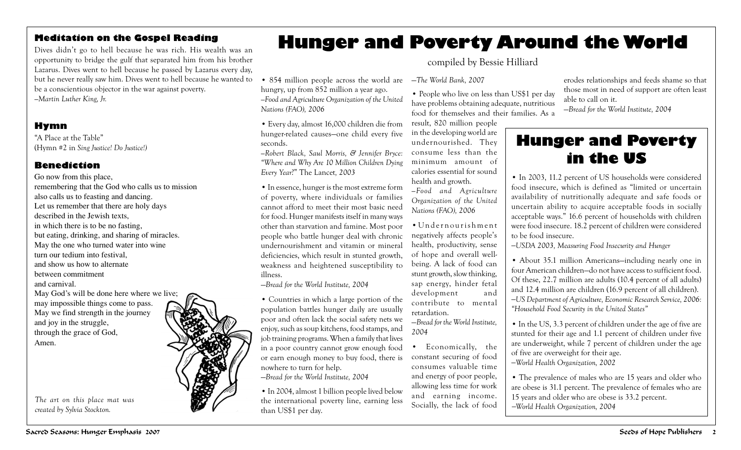## Meditation on the Gospel Reading

Dives didn't go to hell because he was rich. His wealth was an opportunity to bridge the gulf that separated him from his brother Lazarus. Dives went to hell because he passed by Lazarus every day, but he never really saw him. Dives went to hell because he wanted to be a conscientious objector in the war against poverty.
*—Martin Luther King, Jr.*

## Hymn

"A Place at the Table"
(Hymn #2 in *Sing Justice! Do Justice!*)

## Benediction

Go now from this place,
remembering that the God who calls us to mission
also calls us to feasting and dancing.
Let us remember that there are holy days
described in the Jewish texts,
in which there is to be no fasting,
but eating, drinking, and sharing of miracles.
May the one who turned water into wine
turn our tedium into festival,
and show us how to alternate
between commitment
and carnival.
May God's will be done here where we live;
may impossible things come to pass.
May we find strength in the journey
and joy in the struggle,
through the grace of God,
Amen.

*The art on this place mat was created by Sylvia Stockton.*

# Hunger and Poverty Around the World

compiled by Bessie Hilliard

- 854 million people across the world are hungry, up from 852 million a year ago.
*—Food and Agriculture Organization of the United Nations (FAO), 2006*

- Every day, almost 16,000 children die from hunger-related causes—one child every five seconds.
*—Robert Black, Saul Morris, & Jennifer Bryce: "Where and Why Are 10 Million Children Dying Every Year?"* The Lancet, *2003*

- In essence, hunger is the most extreme form of poverty, where individuals or families cannot afford to meet their most basic need for food. Hunger manifests itself in many ways other than starvation and famine. Most poor people who battle hunger deal with chronic undernourishment and vitamin or mineral deficiencies, which result in stunted growth, weakness and heightened susceptibility to illness.
*—Bread for the World Institute, 2004*

- Countries in which a large portion of the population battles hunger daily are usually poor and often lack the social safety nets we enjoy, such as soup kitchens, food stamps, and job training programs. When a family that lives in a poor country cannot grow enough food or earn enough money to buy food, there is nowhere to turn for help.
*—Bread for the World Institute, 2004*

- In 2004, almost 1 billion people lived below the international poverty line, earning less than US$1 per day.
*—The World Bank, 2007*

- People who live on less than US$1 per day have problems obtaining adequate, nutritious food for themselves and their families. As a result, 820 million people in the developing world are undernourished. They consume less than the minimum amount of calories essential for sound health and growth.
*—Food and Agriculture Organization of the United Nations (FAO), 2006*

- Undernourishment negatively affects people's health, productivity, sense of hope and overall well-being. A lack of food can stunt growth, slow thinking, sap energy, hinder fetal development and contribute to mental retardation.
*—Bread for the World Institute, 2004*

- Economically, the constant securing of food consumes valuable time and energy of poor people, allowing less time for work and earning income. Socially, the lack of food erodes relationships and feeds shame so that those most in need of support are often least able to call on it.
*—Bread for the World Institute, 2004*

## Hunger and Poverty in the US

- In 2003, 11.2 percent of US households were considered food insecure, which is defined as "limited or uncertain availability of nutritionally adequate and safe foods or uncertain ability to acquire acceptable foods in socially acceptable ways." 16.6 percent of households with children were food insecure. 18.2 percent of children were considered to be food insecure.
*—USDA 2003, Measuring Food Insecurity and Hunger*

- About 35.1 million Americans—including nearly one in four American children—do not have access to sufficient food. Of these, 22.7 million are adults (10.4 percent of all adults) and 12.4 million are children (16.9 percent of all children).
*—US Department of Agriculture, Economic Research Service, 2006: "Household Food Security in the United States"*

- In the US, 3.3 percent of children under the age of five are stunted for their age and 1.1 percent of children under five are underweight, while 7 percent of children under the age of five are overweight for their age.
*—World Health Organization, 2002*

- The prevalence of males who are 15 years and older who are obese is 31.1 percent. The prevalence of females who are 15 years and older who are obese is 33.2 percent.
*—World Health Organization, 2004*